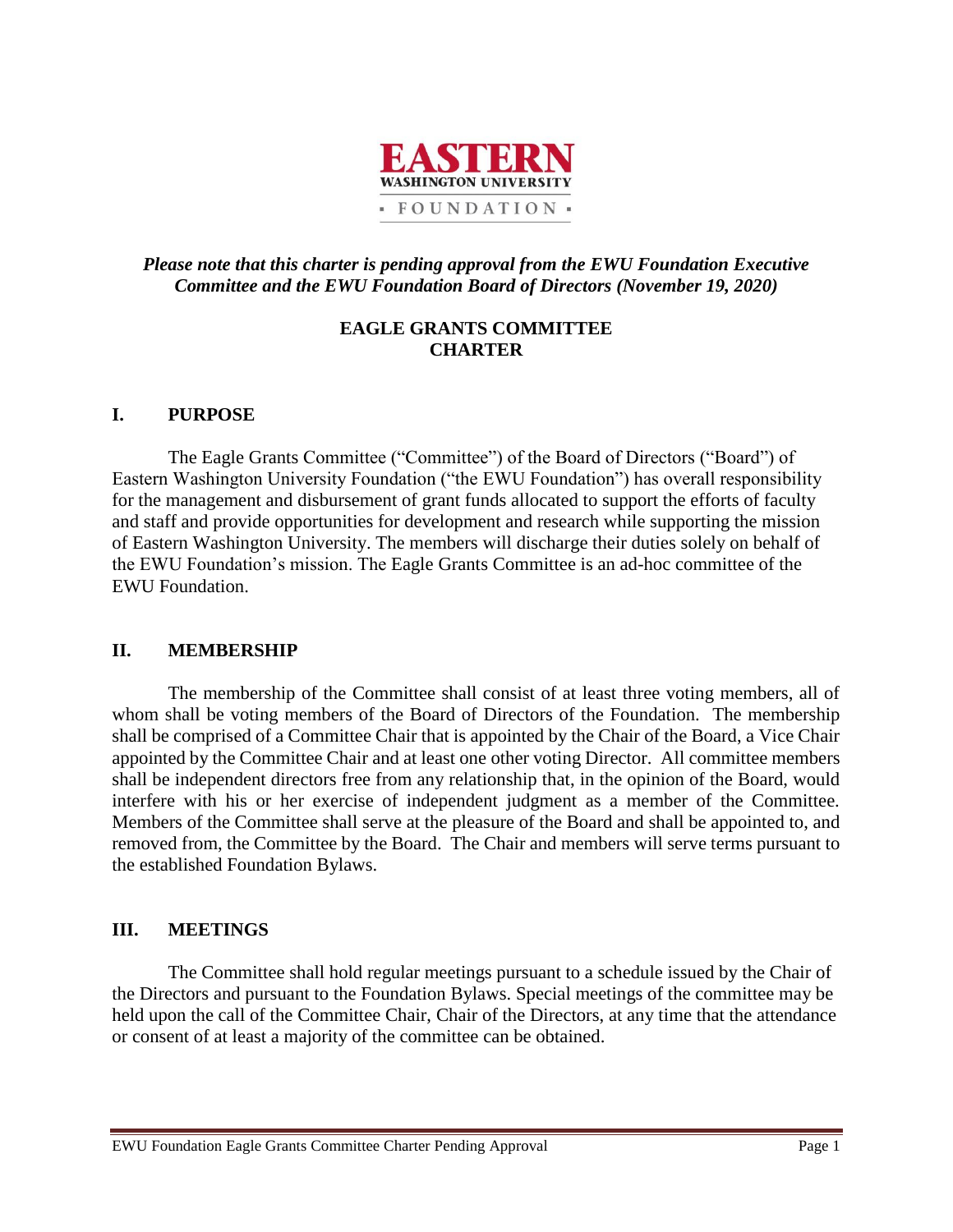EASTERN
WASHINGTON UNIVERSITY
FOUNDATION

***Please note that this charter is pending approval from the EWU Foundation Executive Committee and the EWU Foundation Board of Directors (November 19, 2020)***

# EAGLE GRANTS COMMITTEE CHARTER

## I. PURPOSE

The Eagle Grants Committee ("Committee") of the Board of Directors ("Board") of Eastern Washington University Foundation ("the EWU Foundation") has overall responsibility for the management and disbursement of grant funds allocated to support the efforts of faculty and staff and provide opportunities for development and research while supporting the mission of Eastern Washington University. The members will discharge their duties solely on behalf of the EWU Foundation's mission. The Eagle Grants Committee is an ad-hoc committee of the EWU Foundation.

## II. MEMBERSHIP

The membership of the Committee shall consist of at least three voting members, all of whom shall be voting members of the Board of Directors of the Foundation. The membership shall be comprised of a Committee Chair that is appointed by the Chair of the Board, a Vice Chair appointed by the Committee Chair and at least one other voting Director. All committee members shall be independent directors free from any relationship that, in the opinion of the Board, would interfere with his or her exercise of independent judgment as a member of the Committee. Members of the Committee shall serve at the pleasure of the Board and shall be appointed to, and removed from, the Committee by the Board. The Chair and members will serve terms pursuant to the established Foundation Bylaws.

## III. MEETINGS

The Committee shall hold regular meetings pursuant to a schedule issued by the Chair of the Directors and pursuant to the Foundation Bylaws. Special meetings of the committee may be held upon the call of the Committee Chair, Chair of the Directors, at any time that the attendance or consent of at least a majority of the committee can be obtained.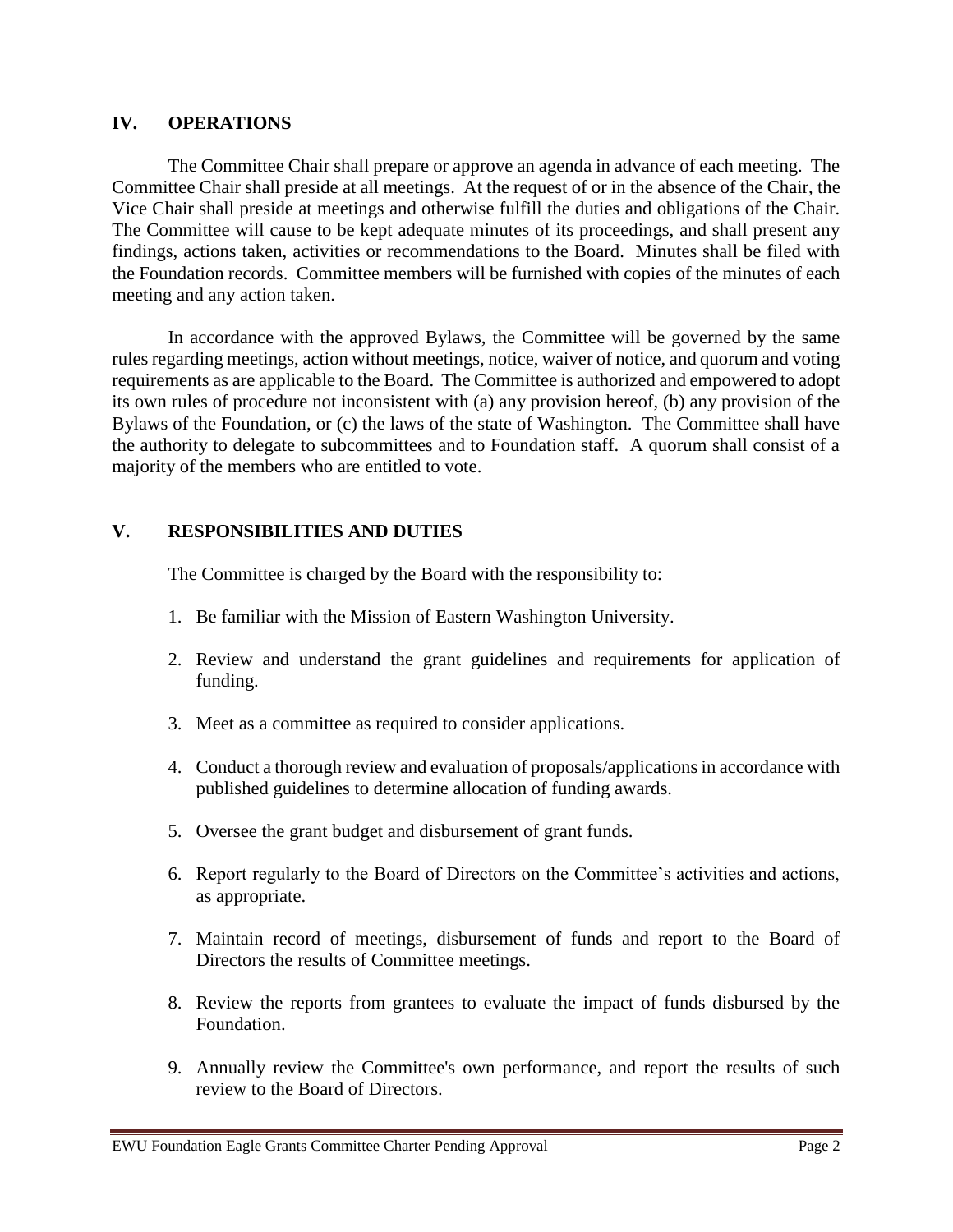## IV. OPERATIONS

The Committee Chair shall prepare or approve an agenda in advance of each meeting. The Committee Chair shall preside at all meetings. At the request of or in the absence of the Chair, the Vice Chair shall preside at meetings and otherwise fulfill the duties and obligations of the Chair. The Committee will cause to be kept adequate minutes of its proceedings, and shall present any findings, actions taken, activities or recommendations to the Board. Minutes shall be filed with the Foundation records. Committee members will be furnished with copies of the minutes of each meeting and any action taken.

In accordance with the approved Bylaws, the Committee will be governed by the same rules regarding meetings, action without meetings, notice, waiver of notice, and quorum and voting requirements as are applicable to the Board. The Committee is authorized and empowered to adopt its own rules of procedure not inconsistent with (a) any provision hereof, (b) any provision of the Bylaws of the Foundation, or (c) the laws of the state of Washington. The Committee shall have the authority to delegate to subcommittees and to Foundation staff. A quorum shall consist of a majority of the members who are entitled to vote.

## V. RESPONSIBILITIES AND DUTIES

The Committee is charged by the Board with the responsibility to:

1. Be familiar with the Mission of Eastern Washington University.
2. Review and understand the grant guidelines and requirements for application of funding.
3. Meet as a committee as required to consider applications.
4. Conduct a thorough review and evaluation of proposals/applications in accordance with published guidelines to determine allocation of funding awards.
5. Oversee the grant budget and disbursement of grant funds.
6. Report regularly to the Board of Directors on the Committee's activities and actions, as appropriate.
7. Maintain record of meetings, disbursement of funds and report to the Board of Directors the results of Committee meetings.
8. Review the reports from grantees to evaluate the impact of funds disbursed by the Foundation.
9. Annually review the Committee's own performance, and report the results of such review to the Board of Directors.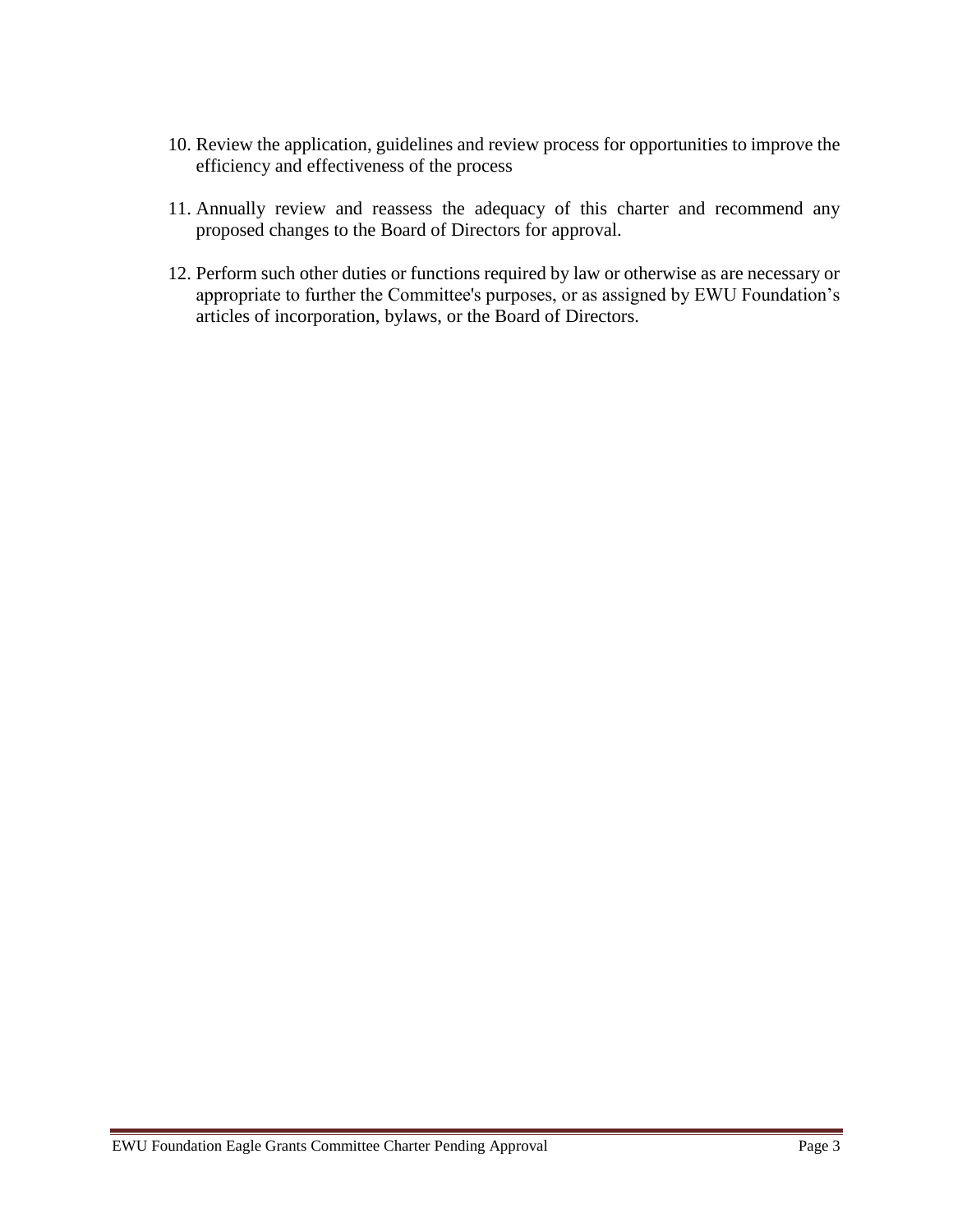10. Review the application, guidelines and review process for opportunities to improve the efficiency and effectiveness of the process

11. Annually review and reassess the adequacy of this charter and recommend any proposed changes to the Board of Directors for approval.

12. Perform such other duties or functions required by law or otherwise as are necessary or appropriate to further the Committee's purposes, or as assigned by EWU Foundation's articles of incorporation, bylaws, or the Board of Directors.